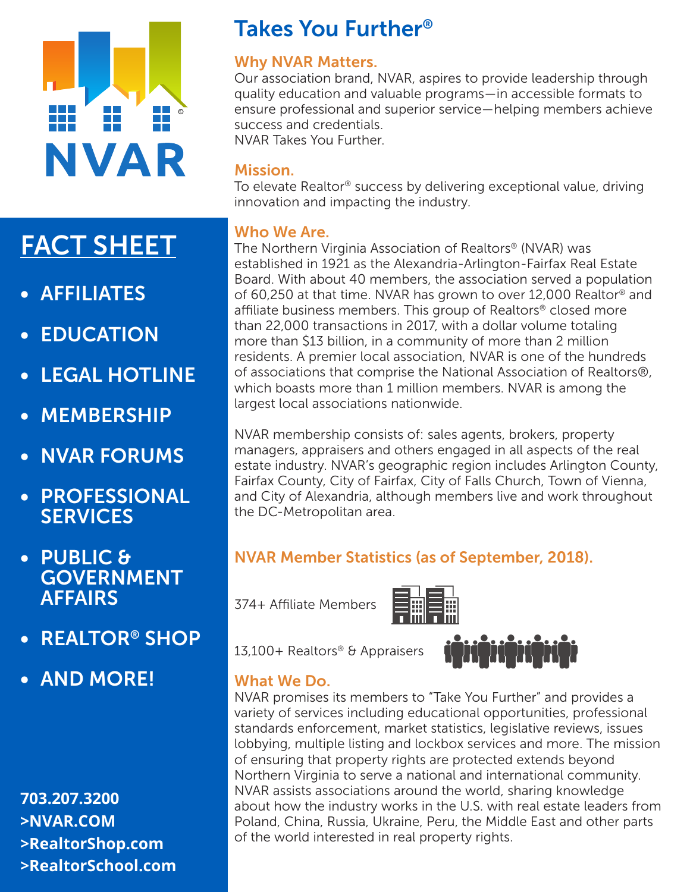NVAR

# FACT SHEET

- AFFILIATES
- EDUCATION
- LEGAL HOTLINE
- MEMBERSHIP
- NVAR FORUMS
- PROFESSIONAL SERVICES
- PUBLIC & GOVERNMENT AFFAIRS
- REALTOR® SHOP
- AND MORE!

**703.207.3200**
**>NVAR.COM**
**>RealtorShop.com**
**>RealtorSchool.com**

# Takes You Further®

## Why NVAR Matters.

Our association brand, NVAR, aspires to provide leadership through quality education and valuable programs—in accessible formats to ensure professional and superior service—helping members achieve success and credentials.
NVAR Takes You Further.

## Mission.

To elevate Realtor® success by delivering exceptional value, driving innovation and impacting the industry.

## Who We Are.

The Northern Virginia Association of Realtors® (NVAR) was established in 1921 as the Alexandria-Arlington-Fairfax Real Estate Board. With about 40 members, the association served a population of 60,250 at that time. NVAR has grown to over 12,000 Realtor® and affiliate business members. This group of Realtors® closed more than 22,000 transactions in 2017, with a dollar volume totaling more than $13 billion, in a community of more than 2 million residents. A premier local association, NVAR is one of the hundreds of associations that comprise the National Association of Realtors®, which boasts more than 1 million members. NVAR is among the largest local associations nationwide.

NVAR membership consists of: sales agents, brokers, property managers, appraisers and others engaged in all aspects of the real estate industry. NVAR's geographic region includes Arlington County, Fairfax County, City of Fairfax, City of Falls Church, Town of Vienna, and City of Alexandria, although members live and work throughout the DC-Metropolitan area.

## NVAR Member Statistics (as of September, 2018).

374+ Affiliate Members

13,100+ Realtors® & Appraisers

## What We Do.

NVAR promises its members to "Take You Further" and provides a variety of services including educational opportunities, professional standards enforcement, market statistics, legislative reviews, issues lobbying, multiple listing and lockbox services and more. The mission of ensuring that property rights are protected extends beyond Northern Virginia to serve a national and international community. NVAR assists associations around the world, sharing knowledge about how the industry works in the U.S. with real estate leaders from Poland, China, Russia, Ukraine, Peru, the Middle East and other parts of the world interested in real property rights.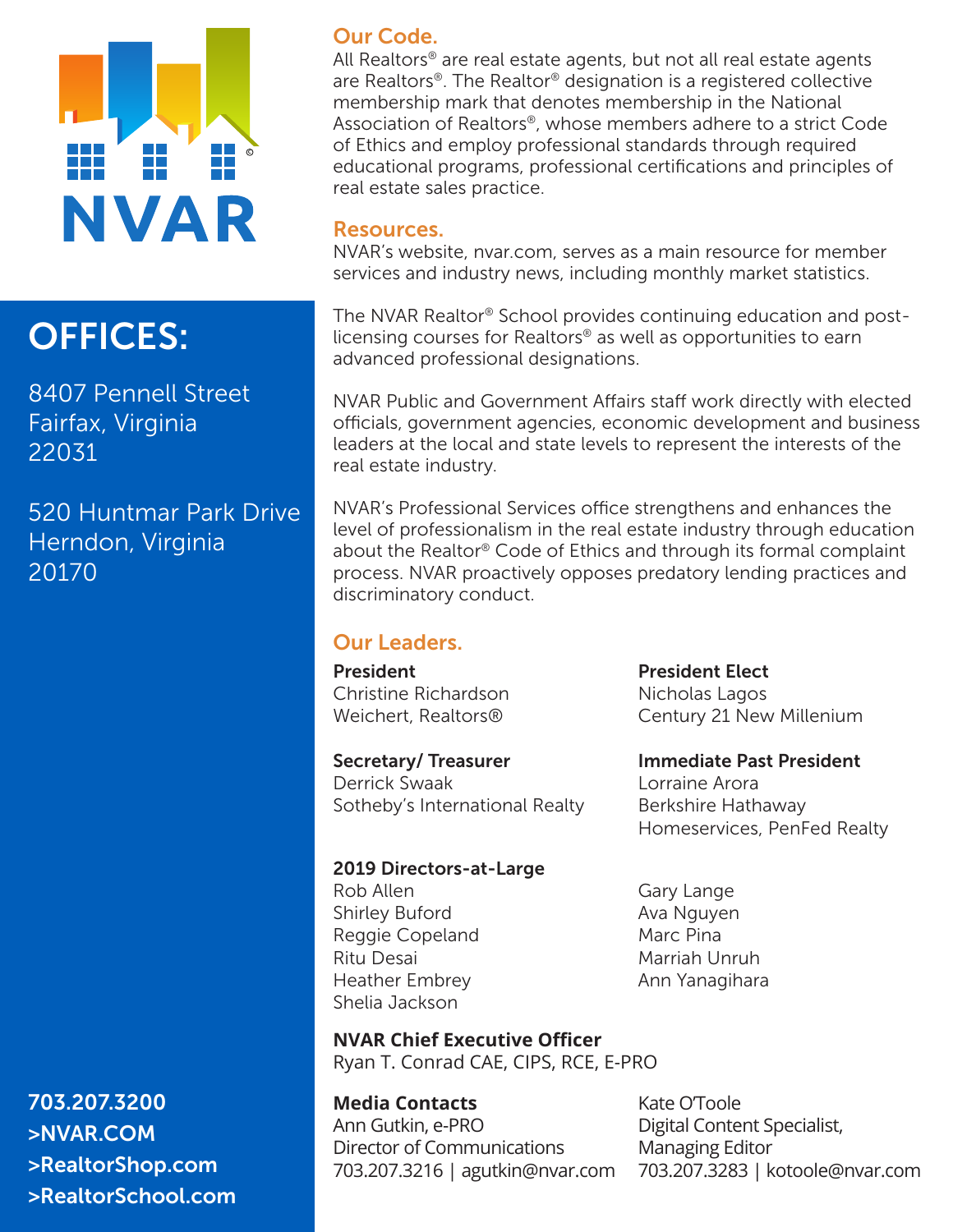NVAR

# OFFICES:

8407 Pennell Street
Fairfax, Virginia
22031

520 Huntmar Park Drive
Herndon, Virginia
20170

**703.207.3200**
**>NVAR.COM**
**>RealtorShop.com**
**>RealtorSchool.com**

## Our Code.

All Realtors® are real estate agents, but not all real estate agents are Realtors®. The Realtor® designation is a registered collective membership mark that denotes membership in the National Association of Realtors®, whose members adhere to a strict Code of Ethics and employ professional standards through required educational programs, professional certifications and principles of real estate sales practice.

## Resources.

NVAR's website, nvar.com, serves as a main resource for member services and industry news, including monthly market statistics.

The NVAR Realtor® School provides continuing education and post-licensing courses for Realtors® as well as opportunities to earn advanced professional designations.

NVAR Public and Government Affairs staff work directly with elected officials, government agencies, economic development and business leaders at the local and state levels to represent the interests of the real estate industry.

NVAR's Professional Services office strengthens and enhances the level of professionalism in the real estate industry through education about the Realtor® Code of Ethics and through its formal complaint process. NVAR proactively opposes predatory lending practices and discriminatory conduct.

## Our Leaders.

**President**
Christine Richardson
Weichert, Realtors®

**President Elect**
Nicholas Lagos
Century 21 New Millenium

**Secretary/ Treasurer**
Derrick Swaak
Sotheby's International Realty

**Immediate Past President**
Lorraine Arora
Berkshire Hathaway
Homeservices, PenFed Realty

**2019 Directors-at-Large**
Rob Allen
Shirley Buford
Reggie Copeland
Ritu Desai
Heather Embrey
Shelia Jackson
Gary Lange
Ava Nguyen
Marc Pina
Marriah Unruh
Ann Yanagihara

**NVAR Chief Executive Officer**
Ryan T. Conrad CAE, CIPS, RCE, E-PRO

**Media Contacts**
Ann Gutkin, e-PRO
Director of Communications
703.207.3216 | agutkin@nvar.com

Kate O'Toole
Digital Content Specialist,
Managing Editor
703.207.3283 | kotoole@nvar.com